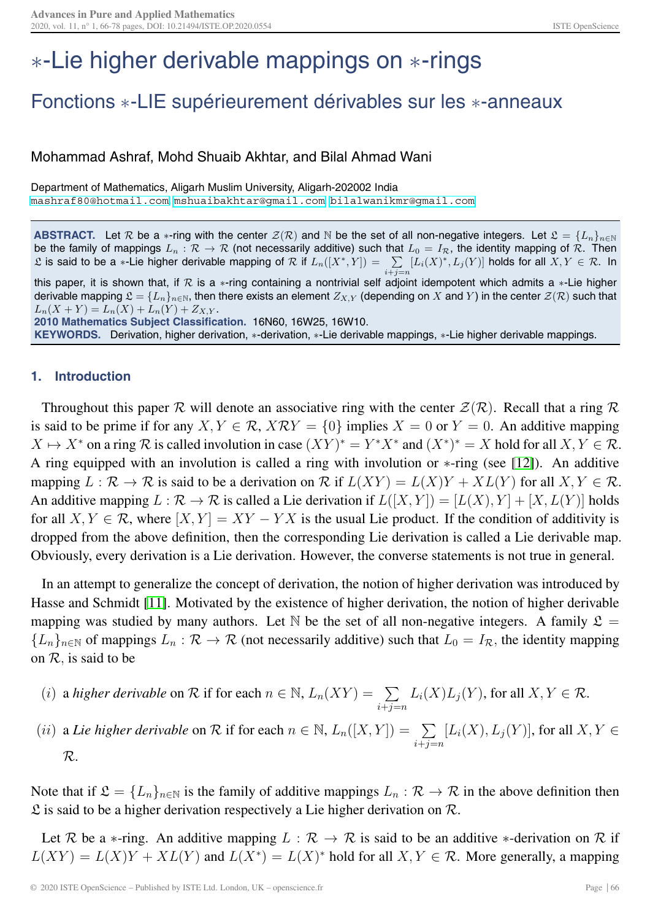# $*$-Lie higher derivable mappings on $*$-rings

## Fonctions $*$-LIE supérieurement dérivables sur les $*$-anneaux

Mohammad Ashraf, Mohd Shuaib Akhtar, and Bilal Ahmad Wani

Department of Mathematics, Aligarh Muslim University, Aligarh-202002 India
mashraf80@hotmail.com mshuaibakhtar@gmail.com bilalwanikmr@gmail.com

**ABSTRACT.** Let $\mathcal{R}$ be a $*$-ring with the center $\mathcal{Z}(\mathcal{R})$ and $\mathbb{N}$ be the set of all non-negative integers. Let $\mathfrak{L} = \{L_n\}_{n\in\mathbb{N}}$ be the family of mappings $L_n : \mathcal{R} \to \mathcal{R}$ (not necessarily additive) such that $L_0 = I_{\mathcal{R}}$, the identity mapping of $\mathcal{R}$. Then $\mathfrak{L}$ is said to be a $*$-Lie higher derivable mapping of $\mathcal{R}$ if $L_n([X^*, Y]) = \sum_{i+j=n} [L_i(X)^*, L_j(Y)]$ holds for all $X, Y \in \mathcal{R}$. In this paper, it is shown that, if $\mathcal{R}$ is a $*$-ring containing a nontrivial self adjoint idempotent which admits a $*$-Lie higher derivable mapping $\mathfrak{L} = \{L_n\}_{n\in\mathbb{N}}$, then there exists an element $Z_{X,Y}$ (depending on $X$ and $Y$) in the center $\mathcal{Z}(\mathcal{R})$ such that $L_n(X + Y) = L_n(X) + L_n(Y) + Z_{X,Y}$.

**2010 Mathematics Subject Classification.** 16N60, 16W25, 16W10.

**KEYWORDS.** Derivation, higher derivation, $*$-derivation, $*$-Lie derivable mappings, $*$-Lie higher derivable mappings.

## 1. Introduction

Throughout this paper $\mathcal{R}$ will denote an associative ring with the center $\mathcal{Z}(\mathcal{R})$. Recall that a ring $\mathcal{R}$ is said to be prime if for any $X, Y \in \mathcal{R}$, $X\mathcal{R}Y = \{0\}$ implies $X = 0$ or $Y = 0$. An additive mapping $X \mapsto X^*$ on a ring $\mathcal{R}$ is called involution in case $(XY)^* = Y^*X^*$ and $(X^*)^* = X$ hold for all $X, Y \in \mathcal{R}$. A ring equipped with an involution is called a ring with involution or $*$-ring (see [12]). An additive mapping $L : \mathcal{R} \to \mathcal{R}$ is said to be a derivation on $\mathcal{R}$ if $L(XY) = L(X)Y + XL(Y)$ for all $X, Y \in \mathcal{R}$. An additive mapping $L : \mathcal{R} \to \mathcal{R}$ is called a Lie derivation if $L([X, Y]) = [L(X), Y] + [X, L(Y)]$ holds for all $X, Y \in \mathcal{R}$, where $[X, Y] = XY - YX$ is the usual Lie product. If the condition of additivity is dropped from the above definition, then the corresponding Lie derivation is called a Lie derivable map. Obviously, every derivation is a Lie derivation. However, the converse statements is not true in general.

In an attempt to generalize the concept of derivation, the notion of higher derivation was introduced by Hasse and Schmidt [11]. Motivated by the existence of higher derivation, the notion of higher derivable mapping was studied by many authors. Let $\mathbb{N}$ be the set of all non-negative integers. A family $\mathfrak{L} = \{L_n\}_{n\in\mathbb{N}}$ of mappings $L_n : \mathcal{R} \to \mathcal{R}$ (not necessarily additive) such that $L_0 = I_{\mathcal{R}}$, the identity mapping on $\mathcal{R}$, is said to be

$(i)$ a *higher derivable* on $\mathcal{R}$ if for each $n \in \mathbb{N}$, $L_n(XY) = \sum_{i+j=n} L_i(X)L_j(Y)$, for all $X, Y \in \mathcal{R}$.

$(ii)$ a *Lie higher derivable* on $\mathcal{R}$ if for each $n \in \mathbb{N}$, $L_n([X, Y]) = \sum_{i+j=n} [L_i(X), L_j(Y)]$, for all $X, Y \in \mathcal{R}$.

Note that if $\mathfrak{L} = \{L_n\}_{n\in\mathbb{N}}$ is the family of additive mappings $L_n : \mathcal{R} \to \mathcal{R}$ in the above definition then $\mathfrak{L}$ is said to be a higher derivation respectively a Lie higher derivation on $\mathcal{R}$.

Let $\mathcal{R}$ be a $*$-ring. An additive mapping $L : \mathcal{R} \to \mathcal{R}$ is said to be an additive $*$-derivation on $\mathcal{R}$ if $L(XY) = L(X)Y + XL(Y)$ and $L(X^*) = L(X)^*$ hold for all $X, Y \in \mathcal{R}$. More generally, a mapping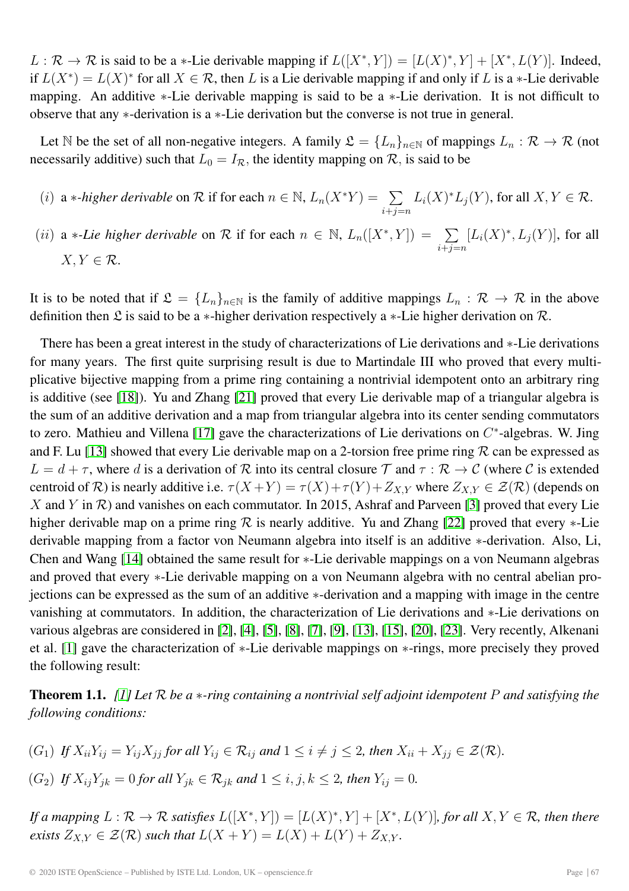$L : \mathcal{R} \to \mathcal{R}$ is said to be a $*$-Lie derivable mapping if $L([X^*, Y]) = [L(X)^*, Y] + [X^*, L(Y)]$. Indeed, if $L(X^*) = L(X)^*$ for all $X \in \mathcal{R}$, then $L$ is a Lie derivable mapping if and only if $L$ is a $*$-Lie derivable mapping. An additive $*$-Lie derivable mapping is said to be a $*$-Lie derivation. It is not difficult to observe that any $*$-derivation is a $*$-Lie derivation but the converse is not true in general.

Let $\mathbb{N}$ be the set of all non-negative integers. A family $\mathfrak{L} = \{L_n\}_{n \in \mathbb{N}}$ of mappings $L_n : \mathcal{R} \to \mathcal{R}$ (not necessarily additive) such that $L_0 = I_{\mathcal{R}}$, the identity mapping on $\mathcal{R}$, is said to be

(i) a *$*$-higher derivable* on $\mathcal{R}$ if for each $n \in \mathbb{N}$, $L_n(X^*Y) = \sum\limits_{i+j=n} L_i(X)^* L_j(Y)$, for all $X, Y \in \mathcal{R}$.

(ii) a *$*$-Lie higher derivable* on $\mathcal{R}$ if for each $n \in \mathbb{N}$, $L_n([X^*, Y]) = \sum\limits_{i+j=n} [L_i(X)^*, L_j(Y)]$, for all $X, Y \in \mathcal{R}$.

It is to be noted that if $\mathfrak{L} = \{L_n\}_{n \in \mathbb{N}}$ is the family of additive mappings $L_n : \mathcal{R} \to \mathcal{R}$ in the above definition then $\mathfrak{L}$ is said to be a $*$-higher derivation respectively a $*$-Lie higher derivation on $\mathcal{R}$.

There has been a great interest in the study of characterizations of Lie derivations and $*$-Lie derivations for many years. The first quite surprising result is due to Martindale III who proved that every multiplicative bijective mapping from a prime ring containing a nontrivial idempotent onto an arbitrary ring is additive (see [18]). Yu and Zhang [21] proved that every Lie derivable map of a triangular algebra is the sum of an additive derivation and a map from triangular algebra into its center sending commutators to zero. Mathieu and Villena [17] gave the characterizations of Lie derivations on $C^*$-algebras. W. Jing and F. Lu [13] showed that every Lie derivable map on a 2-torsion free prime ring $\mathcal{R}$ can be expressed as $L = d + \tau$, where $d$ is a derivation of $\mathcal{R}$ into its central closure $\mathcal{T}$ and $\tau : \mathcal{R} \to \mathcal{C}$ (where $\mathcal{C}$ is extended centroid of $\mathcal{R}$) is nearly additive i.e. $\tau(X+Y) = \tau(X) + \tau(Y) + Z_{X,Y}$ where $Z_{X,Y} \in \mathcal{Z}(\mathcal{R})$ (depends on $X$ and $Y$ in $\mathcal{R}$) and vanishes on each commutator. In 2015, Ashraf and Parveen [3] proved that every Lie higher derivable map on a prime ring $\mathcal{R}$ is nearly additive. Yu and Zhang [22] proved that every $*$-Lie derivable mapping from a factor von Neumann algebra into itself is an additive $*$-derivation. Also, Li, Chen and Wang [14] obtained the same result for $*$-Lie derivable mappings on a von Neumann algebras and proved that every $*$-Lie derivable mapping on a von Neumann algebra with no central abelian projections can be expressed as the sum of an additive $*$-derivation and a mapping with image in the centre vanishing at commutators. In addition, the characterization of Lie derivations and $*$-Lie derivations on various algebras are considered in [2], [4], [5], [8], [7], [9], [13], [15], [20], [23]. Very recently, Alkenani et al. [1] gave the characterization of $*$-Lie derivable mappings on $*$-rings, more precisely they proved the following result:

**Theorem 1.1.** *[1] Let $\mathcal{R}$ be a $*$-ring containing a nontrivial self adjoint idempotent $P$ and satisfying the following conditions:*

$(G_1)$ *If $X_{ii}Y_{ij} = Y_{ij}X_{jj}$ for all $Y_{ij} \in \mathcal{R}_{ij}$ and $1 \leq i \neq j \leq 2$, then $X_{ii} + X_{jj} \in \mathcal{Z}(\mathcal{R})$.*

$(G_2)$ *If $X_{ij}Y_{jk} = 0$ for all $Y_{jk} \in \mathcal{R}_{jk}$ and $1 \leq i, j, k \leq 2$, then $Y_{ij} = 0$.*

*If a mapping $L : \mathcal{R} \to \mathcal{R}$ satisfies $L([X^*, Y]) = [L(X)^*, Y] + [X^*, L(Y)]$, for all $X, Y \in \mathcal{R}$, then there exists $Z_{X,Y} \in \mathcal{Z}(\mathcal{R})$ such that $L(X+Y) = L(X) + L(Y) + Z_{X,Y}$.*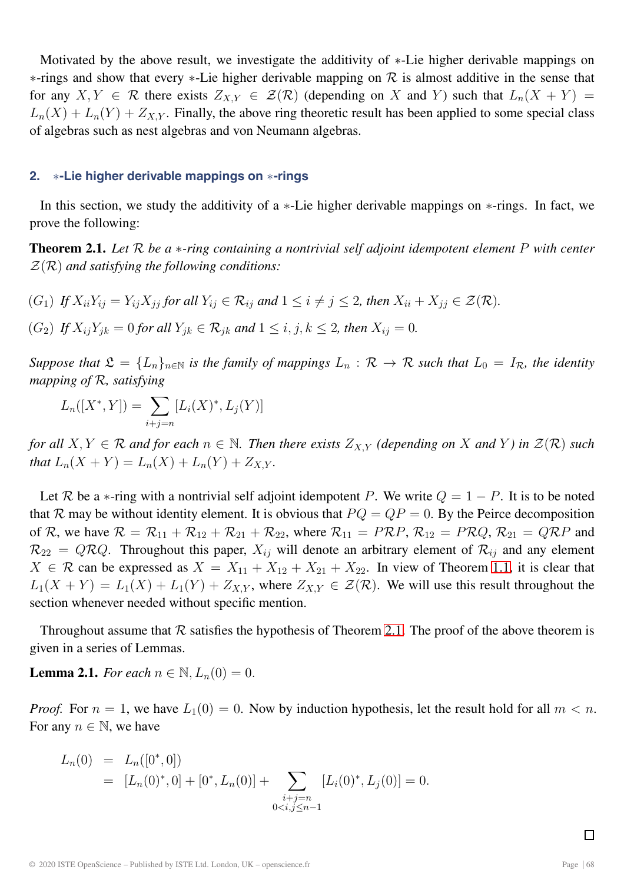Motivated by the above result, we investigate the additivity of $*$-Lie higher derivable mappings on $*$-rings and show that every $*$-Lie higher derivable mapping on $\mathcal{R}$ is almost additive in the sense that for any $X, Y \in \mathcal{R}$ there exists $Z_{X,Y} \in \mathcal{Z}(\mathcal{R})$ (depending on $X$ and $Y$) such that $L_n(X+Y) = L_n(X) + L_n(Y) + Z_{X,Y}$. Finally, the above ring theoretic result has been applied to some special class of algebras such as nest algebras and von Neumann algebras.

## 2. $*$-Lie higher derivable mappings on $*$-rings

In this section, we study the additivity of a $*$-Lie higher derivable mappings on $*$-rings. In fact, we prove the following:

**Theorem 2.1.** *Let $\mathcal{R}$ be a $*$-ring containing a nontrivial self adjoint idempotent element $P$ with center $\mathcal{Z}(\mathcal{R})$ and satisfying the following conditions:*

$(G_1)$ *If $X_{ii}Y_{ij} = Y_{ij}X_{jj}$ for all $Y_{ij} \in \mathcal{R}_{ij}$ and $1 \leq i \neq j \leq 2$, then $X_{ii} + X_{jj} \in \mathcal{Z}(\mathcal{R})$.*

$(G_2)$ *If $X_{ij}Y_{jk} = 0$ for all $Y_{jk} \in \mathcal{R}_{jk}$ and $1 \leq i, j, k \leq 2$, then $X_{ij} = 0$.*

*Suppose that $\mathfrak{L} = \{L_n\}_{n\in\mathbb{N}}$ is the family of mappings $L_n : \mathcal{R} \to \mathcal{R}$ such that $L_0 = I_{\mathcal{R}}$, the identity mapping of $\mathcal{R}$, satisfying*

$$L_n([X^*, Y]) = \sum_{i+j=n} [L_i(X)^*, L_j(Y)]$$

*for all $X, Y \in \mathcal{R}$ and for each $n \in \mathbb{N}$. Then there exists $Z_{X,Y}$ (depending on $X$ and $Y$) in $\mathcal{Z}(\mathcal{R})$ such that $L_n(X+Y) = L_n(X) + L_n(Y) + Z_{X,Y}$.*

Let $\mathcal{R}$ be a $*$-ring with a nontrivial self adjoint idempotent $P$. We write $Q = 1 - P$. It is to be noted that $\mathcal{R}$ may be without identity element. It is obvious that $PQ = QP = 0$. By the Peirce decomposition of $\mathcal{R}$, we have $\mathcal{R} = \mathcal{R}_{11} + \mathcal{R}_{12} + \mathcal{R}_{21} + \mathcal{R}_{22}$, where $\mathcal{R}_{11} = P\mathcal{R}P$, $\mathcal{R}_{12} = P\mathcal{R}Q$, $\mathcal{R}_{21} = Q\mathcal{R}P$ and $\mathcal{R}_{22} = Q\mathcal{R}Q$. Throughout this paper, $X_{ij}$ will denote an arbitrary element of $\mathcal{R}_{ij}$ and any element $X \in \mathcal{R}$ can be expressed as $X = X_{11} + X_{12} + X_{21} + X_{22}$. In view of Theorem 1.1, it is clear that $L_1(X+Y) = L_1(X) + L_1(Y) + Z_{X,Y}$, where $Z_{X,Y} \in \mathcal{Z}(\mathcal{R})$. We will use this result throughout the section whenever needed without specific mention.

Throughout assume that $\mathcal{R}$ satisfies the hypothesis of Theorem 2.1. The proof of the above theorem is given in a series of Lemmas.

**Lemma 2.1.** *For each $n \in \mathbb{N}$, $L_n(0) = 0$.*

*Proof.* For $n = 1$, we have $L_1(0) = 0$. Now by induction hypothesis, let the result hold for all $m < n$. For any $n \in \mathbb{N}$, we have

$$\begin{aligned}
L_n(0) &= L_n([0^*, 0]) \\
&= [L_n(0)^*, 0] + [0^*, L_n(0)] + \sum_{\substack{i+j=n \\ 0<i,j\leq n-1}} [L_i(0)^*, L_j(0)] = 0.
\end{aligned}$$

□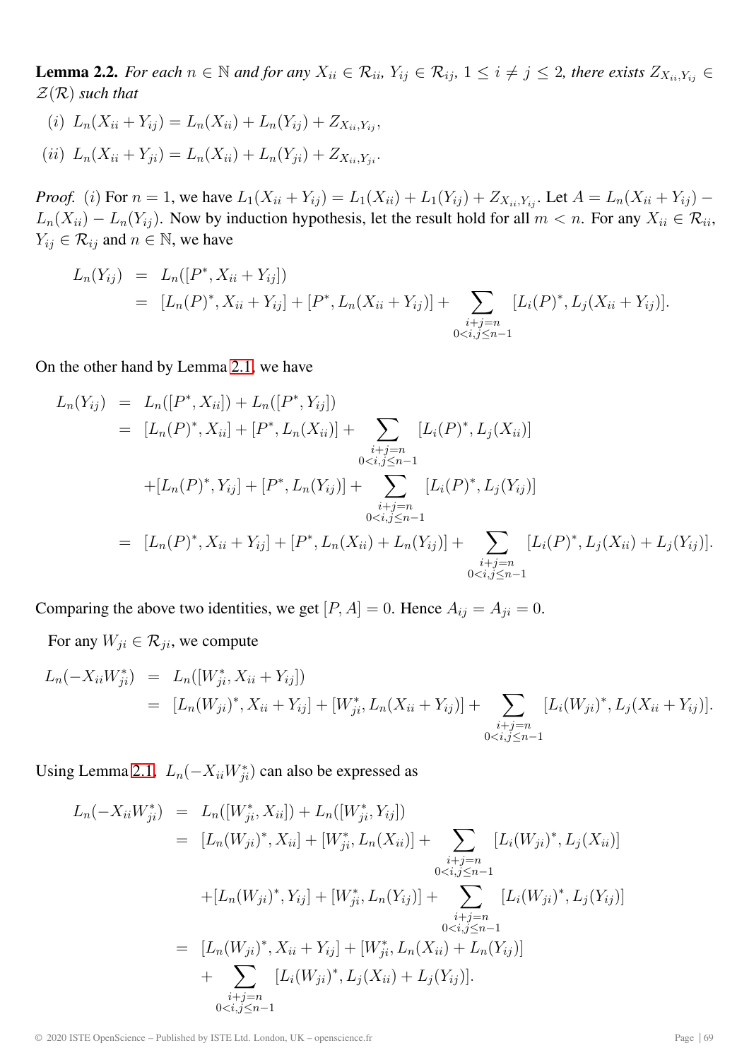**Lemma 2.2.** *For each $n \in \mathbb{N}$ and for any $X_{ii} \in \mathcal{R}_{ii}$, $Y_{ij} \in \mathcal{R}_{ij}$, $1 \leq i \neq j \leq 2$, there exists $Z_{X_{ii},Y_{ij}} \in \mathcal{Z}(\mathcal{R})$ such that*

$(i)$ $L_n(X_{ii} + Y_{ij}) = L_n(X_{ii}) + L_n(Y_{ij}) + Z_{X_{ii},Y_{ij}}$,

$(ii)$ $L_n(X_{ii} + Y_{ji}) = L_n(X_{ii}) + L_n(Y_{ji}) + Z_{X_{ii},Y_{ji}}$.

*Proof.* $(i)$ For $n = 1$, we have $L_1(X_{ii} + Y_{ij}) = L_1(X_{ii}) + L_1(Y_{ij}) + Z_{X_{ii},Y_{ij}}$. Let $A = L_n(X_{ii} + Y_{ij}) - L_n(X_{ii}) - L_n(Y_{ij})$. Now by induction hypothesis, let the result hold for all $m < n$. For any $X_{ii} \in \mathcal{R}_{ii}$, $Y_{ij} \in \mathcal{R}_{ij}$ and $n \in \mathbb{N}$, we have

$$
\begin{aligned}
L_n(Y_{ij}) &= L_n([P^*, X_{ii} + Y_{ij}]) \\
&= [L_n(P)^*, X_{ii} + Y_{ij}] + [P^*, L_n(X_{ii} + Y_{ij})] + \sum_{\substack{i+j=n \\ 0<i,j\leq n-1}} [L_i(P)^*, L_j(X_{ii} + Y_{ij})].
\end{aligned}
$$

On the other hand by Lemma 2.1, we have

$$
\begin{aligned}
L_n(Y_{ij}) &= L_n([P^*, X_{ii}]) + L_n([P^*, Y_{ij}]) \\
&= [L_n(P)^*, X_{ii}] + [P^*, L_n(X_{ii})] + \sum_{\substack{i+j=n \\ 0<i,j\leq n-1}} [L_i(P)^*, L_j(X_{ii})] \\
&\quad + [L_n(P)^*, Y_{ij}] + [P^*, L_n(Y_{ij})] + \sum_{\substack{i+j=n \\ 0<i,j\leq n-1}} [L_i(P)^*, L_j(Y_{ij})] \\
&= [L_n(P)^*, X_{ii} + Y_{ij}] + [P^*, L_n(X_{ii}) + L_n(Y_{ij})] + \sum_{\substack{i+j=n \\ 0<i,j\leq n-1}} [L_i(P)^*, L_j(X_{ii}) + L_j(Y_{ij})].
\end{aligned}
$$

Comparing the above two identities, we get $[P, A] = 0$. Hence $A_{ij} = A_{ji} = 0$.

For any $W_{ji} \in \mathcal{R}_{ji}$, we compute

$$
\begin{aligned}
L_n(-X_{ii}W_{ji}^*) &= L_n([W_{ji}^*, X_{ii} + Y_{ij}]) \\
&= [L_n(W_{ji})^*, X_{ii} + Y_{ij}] + [W_{ji}^*, L_n(X_{ii} + Y_{ij})] + \sum_{\substack{i+j=n \\ 0<i,j\leq n-1}} [L_i(W_{ji})^*, L_j(X_{ii} + Y_{ij})].
\end{aligned}
$$

Using Lemma 2.1, $L_n(-X_{ii}W_{ji}^*)$ can also be expressed as

$$
\begin{aligned}
L_n(-X_{ii}W_{ji}^*) &= L_n([W_{ji}^*, X_{ii}]) + L_n([W_{ji}^*, Y_{ij}]) \\
&= [L_n(W_{ji})^*, X_{ii}] + [W_{ji}^*, L_n(X_{ii})] + \sum_{\substack{i+j=n \\ 0<i,j\leq n-1}} [L_i(W_{ji})^*, L_j(X_{ii})] \\
&\quad + [L_n(W_{ji})^*, Y_{ij}] + [W_{ji}^*, L_n(Y_{ij})] + \sum_{\substack{i+j=n \\ 0<i,j\leq n-1}} [L_i(W_{ji})^*, L_j(Y_{ij})] \\
&= [L_n(W_{ji})^*, X_{ii} + Y_{ij}] + [W_{ji}^*, L_n(X_{ii}) + L_n(Y_{ij})] \\
&\quad + \sum_{\substack{i+j=n \\ 0<i,j\leq n-1}} [L_i(W_{ji})^*, L_j(X_{ii}) + L_j(Y_{ij})].
\end{aligned}
$$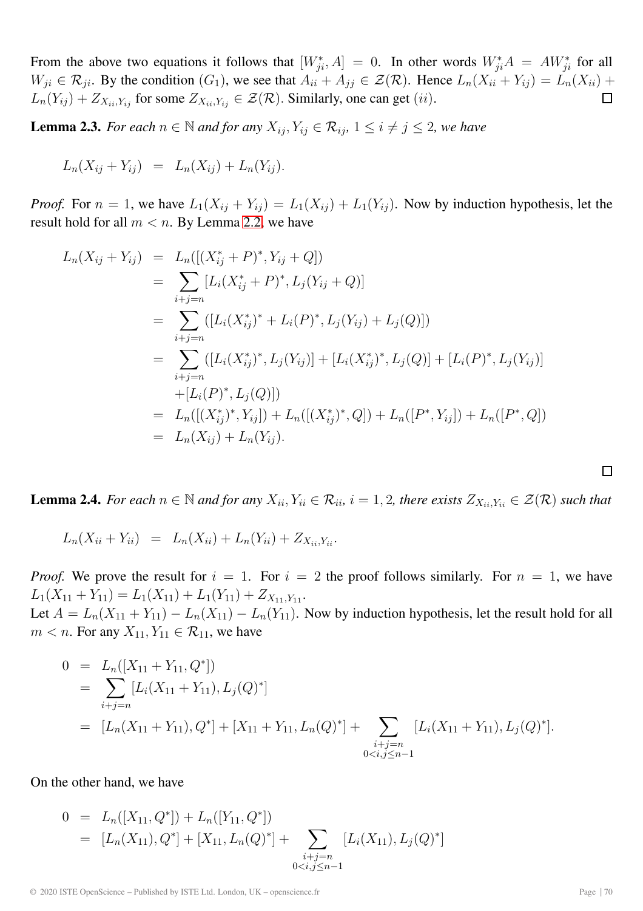From the above two equations it follows that $[W_{ji}^*, A] = 0$. In other words $W_{ji}^* A = A W_{ji}^*$ for all $W_{ji} \in \mathcal{R}_{ji}$. By the condition $(G_1)$, we see that $A_{ii} + A_{jj} \in \mathcal{Z}(\mathcal{R})$. Hence $L_n(X_{ii} + Y_{ij}) = L_n(X_{ii}) + L_n(Y_{ij}) + Z_{X_{ii},Y_{ij}}$ for some $Z_{X_{ii},Y_{ij}} \in \mathcal{Z}(\mathcal{R})$. Similarly, one can get $(ii)$. □

**Lemma 2.3.** *For each $n \in \mathbb{N}$ and for any $X_{ij}, Y_{ij} \in \mathcal{R}_{ij}$, $1 \leq i \neq j \leq 2$, we have*

$$L_n(X_{ij} + Y_{ij}) = L_n(X_{ij}) + L_n(Y_{ij}).$$

*Proof.* For $n = 1$, we have $L_1(X_{ij} + Y_{ij}) = L_1(X_{ij}) + L_1(Y_{ij})$. Now by induction hypothesis, let the result hold for all $m < n$. By Lemma 2.2, we have

$$\begin{aligned}
L_n(X_{ij} + Y_{ij}) &= L_n([(X_{ij}^* + P)^*, Y_{ij} + Q]) \\
&= \sum_{i+j=n} [L_i(X_{ij}^* + P)^*, L_j(Y_{ij} + Q)] \\
&= \sum_{i+j=n} ([L_i(X_{ij}^*)^* + L_i(P)^*, L_j(Y_{ij}) + L_j(Q)]) \\
&= \sum_{i+j=n} ([L_i(X_{ij}^*)^*, L_j(Y_{ij})] + [L_i(X_{ij}^*)^*, L_j(Q)] + [L_i(P)^*, L_j(Y_{ij})] \\
&\quad + [L_i(P)^*, L_j(Q)]) \\
&= L_n([(X_{ij}^*)^*, Y_{ij}]) + L_n([(X_{ij}^*)^*, Q]) + L_n([P^*, Y_{ij}]) + L_n([P^*, Q]) \\
&= L_n(X_{ij}) + L_n(Y_{ij}).
\end{aligned}$$

□

**Lemma 2.4.** *For each $n \in \mathbb{N}$ and for any $X_{ii}, Y_{ii} \in \mathcal{R}_{ii}$, $i = 1, 2$, there exists $Z_{X_{ii},Y_{ii}} \in \mathcal{Z}(\mathcal{R})$ such that*

$$L_n(X_{ii} + Y_{ii}) = L_n(X_{ii}) + L_n(Y_{ii}) + Z_{X_{ii},Y_{ii}}.$$

*Proof.* We prove the result for $i = 1$. For $i = 2$ the proof follows similarly. For $n = 1$, we have $L_1(X_{11} + Y_{11}) = L_1(X_{11}) + L_1(Y_{11}) + Z_{X_{11},Y_{11}}$.
Let $A = L_n(X_{11} + Y_{11}) - L_n(X_{11}) - L_n(Y_{11})$. Now by induction hypothesis, let the result hold for all $m < n$. For any $X_{11}, Y_{11} \in \mathcal{R}_{11}$, we have

$$\begin{aligned}
0 &= L_n([X_{11} + Y_{11}, Q^*]) \\
&= \sum_{i+j=n} [L_i(X_{11} + Y_{11}), L_j(Q)^*] \\
&= [L_n(X_{11} + Y_{11}), Q^*] + [X_{11} + Y_{11}, L_n(Q)^*] + \sum_{\substack{i+j=n \\ 0<i,j\leq n-1}} [L_i(X_{11} + Y_{11}), L_j(Q)^*].
\end{aligned}$$

On the other hand, we have

$$\begin{aligned}
0 &= L_n([X_{11}, Q^*]) + L_n([Y_{11}, Q^*]) \\
&= [L_n(X_{11}), Q^*] + [X_{11}, L_n(Q)^*] + \sum_{\substack{i+j=n \\ 0<i,j\leq n-1}} [L_i(X_{11}), L_j(Q)^*]
\end{aligned}$$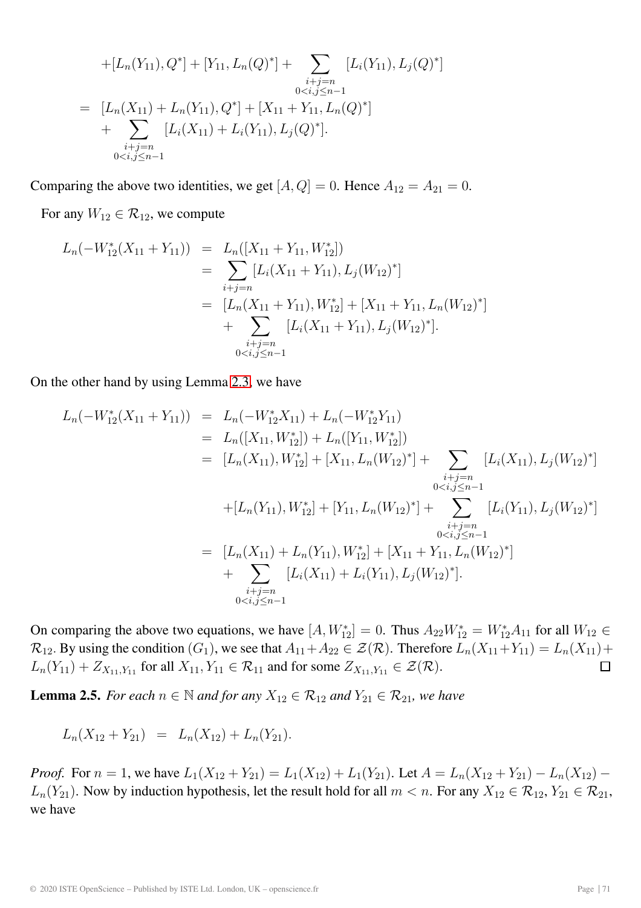$$
\begin{aligned}
&+[L_n(Y_{11}), Q^*] + [Y_{11}, L_n(Q)^*] + \sum_{\substack{i+j=n\\0<i,j\leq n-1}} [L_i(Y_{11}), L_j(Q)^*] \\
=\; & [L_n(X_{11}) + L_n(Y_{11}), Q^*] + [X_{11} + Y_{11}, L_n(Q)^*] \\
&+ \sum_{\substack{i+j=n\\0<i,j\leq n-1}} [L_i(X_{11}) + L_i(Y_{11}), L_j(Q)^*].
\end{aligned}
$$

Comparing the above two identities, we get $[A, Q] = 0$. Hence $A_{12} = A_{21} = 0$.

For any $W_{12} \in \mathcal{R}_{12}$, we compute

$$
\begin{aligned}
L_n(-W_{12}^*(X_{11} + Y_{11})) &= L_n([X_{11} + Y_{11}, W_{12}^*]) \\
&= \sum_{i+j=n} [L_i(X_{11} + Y_{11}), L_j(W_{12})^*] \\
&= [L_n(X_{11} + Y_{11}), W_{12}^*] + [X_{11} + Y_{11}, L_n(W_{12})^*] \\
&\quad + \sum_{\substack{i+j=n\\0<i,j\leq n-1}} [L_i(X_{11} + Y_{11}), L_j(W_{12})^*].
\end{aligned}
$$

On the other hand by using Lemma 2.3, we have

$$
\begin{aligned}
L_n(-W_{12}^*(X_{11} + Y_{11})) &= L_n(-W_{12}^* X_{11}) + L_n(-W_{12}^* Y_{11}) \\
&= L_n([X_{11}, W_{12}^*]) + L_n([Y_{11}, W_{12}^*]) \\
&= [L_n(X_{11}), W_{12}^*] + [X_{11}, L_n(W_{12})^*] + \sum_{\substack{i+j=n\\0<i,j\leq n-1}} [L_i(X_{11}), L_j(W_{12})^*] \\
&\quad + [L_n(Y_{11}), W_{12}^*] + [Y_{11}, L_n(W_{12})^*] + \sum_{\substack{i+j=n\\0<i,j\leq n-1}} [L_i(Y_{11}), L_j(W_{12})^*] \\
&= [L_n(X_{11}) + L_n(Y_{11}), W_{12}^*] + [X_{11} + Y_{11}, L_n(W_{12})^*] \\
&\quad + \sum_{\substack{i+j=n\\0<i,j\leq n-1}} [L_i(X_{11}) + L_i(Y_{11}), L_j(W_{12})^*].
\end{aligned}
$$

On comparing the above two equations, we have $[A, W_{12}^*] = 0$. Thus $A_{22} W_{12}^* = W_{12}^* A_{11}$ for all $W_{12} \in \mathcal{R}_{12}$. By using the condition $(G_1)$, we see that $A_{11} + A_{22} \in \mathcal{Z}(\mathcal{R})$. Therefore $L_n(X_{11} + Y_{11}) = L_n(X_{11}) + L_n(Y_{11}) + Z_{X_{11}, Y_{11}}$ for all $X_{11}, Y_{11} \in \mathcal{R}_{11}$ and for some $Z_{X_{11}, Y_{11}} \in \mathcal{Z}(\mathcal{R})$. □

**Lemma 2.5.** *For each $n \in \mathbb{N}$ and for any $X_{12} \in \mathcal{R}_{12}$ and $Y_{21} \in \mathcal{R}_{21}$, we have*

$$
L_n(X_{12} + Y_{21}) = L_n(X_{12}) + L_n(Y_{21}).
$$

*Proof.* For $n = 1$, we have $L_1(X_{12} + Y_{21}) = L_1(X_{12}) + L_1(Y_{21})$. Let $A = L_n(X_{12} + Y_{21}) - L_n(X_{12}) - L_n(Y_{21})$. Now by induction hypothesis, let the result hold for all $m < n$. For any $X_{12} \in \mathcal{R}_{12}$, $Y_{21} \in \mathcal{R}_{21}$, we have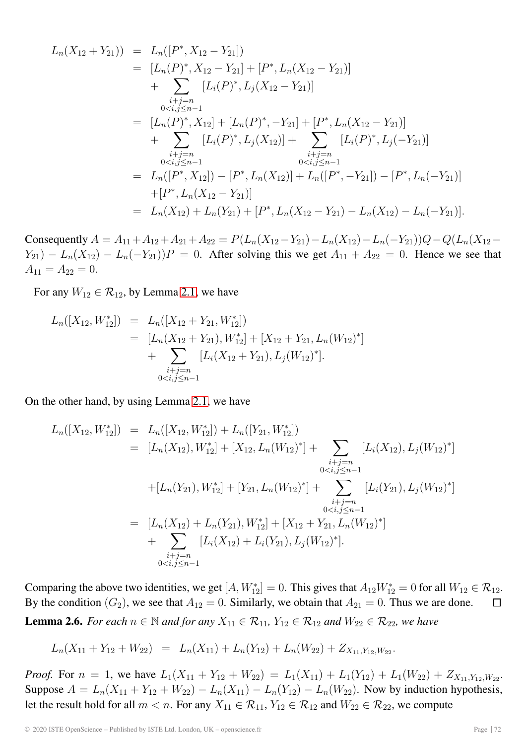$$
\begin{aligned}
L_n(X_{12}+Y_{21})) &= L_n([P^*, X_{12}-Y_{21}]) \\
&= [L_n(P)^*, X_{12}-Y_{21}] + [P^*, L_n(X_{12}-Y_{21})] \\
&\quad + \sum_{\substack{i+j=n \\ 0<i,j\leq n-1}} [L_i(P)^*, L_j(X_{12}-Y_{21})] \\
&= [L_n(P)^*, X_{12}] + [L_n(P)^*, -Y_{21}] + [P^*, L_n(X_{12}-Y_{21})] \\
&\quad + \sum_{\substack{i+j=n \\ 0<i,j\leq n-1}} [L_i(P)^*, L_j(X_{12})] + \sum_{\substack{i+j=n \\ 0<i,j\leq n-1}} [L_i(P)^*, L_j(-Y_{21})] \\
&= L_n([P^*, X_{12}]) - [P^*, L_n(X_{12})] + L_n([P^*, -Y_{21}]) - [P^*, L_n(-Y_{21})] \\
&\quad + [P^*, L_n(X_{12}-Y_{21})] \\
&= L_n(X_{12}) + L_n(Y_{21}) + [P^*, L_n(X_{12}-Y_{21}) - L_n(X_{12}) - L_n(-Y_{21})].
\end{aligned}
$$

Consequently $A = A_{11}+A_{12}+A_{21}+A_{22} = P(L_n(X_{12}-Y_{21})-L_n(X_{12})-L_n(-Y_{21}))Q - Q(L_n(X_{12}-Y_{21})-L_n(X_{12})-L_n(-Y_{21}))P = 0$. After solving this we get $A_{11}+A_{22} = 0$. Hence we see that $A_{11} = A_{22} = 0$.

For any $W_{12} \in \mathcal{R}_{12}$, by Lemma 2.1, we have

$$
\begin{aligned}
L_n([X_{12}, W_{12}^*]) &= L_n([X_{12}+Y_{21}, W_{12}^*]) \\
&= [L_n(X_{12}+Y_{21}), W_{12}^*] + [X_{12}+Y_{21}, L_n(W_{12})^*] \\
&\quad + \sum_{\substack{i+j=n \\ 0<i,j\leq n-1}} [L_i(X_{12}+Y_{21}), L_j(W_{12})^*].
\end{aligned}
$$

On the other hand, by using Lemma 2.1, we have

$$
\begin{aligned}
L_n([X_{12}, W_{12}^*]) &= L_n([X_{12}, W_{12}^*]) + L_n([Y_{21}, W_{12}^*]) \\
&= [L_n(X_{12}), W_{12}^*] + [X_{12}, L_n(W_{12})^*] + \sum_{\substack{i+j=n \\ 0<i,j\leq n-1}} [L_i(X_{12}), L_j(W_{12})^*] \\
&\quad + [L_n(Y_{21}), W_{12}^*] + [Y_{21}, L_n(W_{12})^*] + \sum_{\substack{i+j=n \\ 0<i,j\leq n-1}} [L_i(Y_{21}), L_j(W_{12})^*] \\
&= [L_n(X_{12}) + L_n(Y_{21}), W_{12}^*] + [X_{12}+Y_{21}, L_n(W_{12})^*] \\
&\quad + \sum_{\substack{i+j=n \\ 0<i,j\leq n-1}} [L_i(X_{12}) + L_i(Y_{21}), L_j(W_{12})^*].
\end{aligned}
$$

Comparing the above two identities, we get $[A, W_{12}^*] = 0$. This gives that $A_{12}W_{12}^* = 0$ for all $W_{12} \in \mathcal{R}_{12}$. By the condition $(G_2)$, we see that $A_{12} = 0$. Similarly, we obtain that $A_{21} = 0$. Thus we are done. $\square$

**Lemma 2.6.** *For each $n \in \mathbb{N}$ and for any $X_{11} \in \mathcal{R}_{11}$, $Y_{12} \in \mathcal{R}_{12}$ and $W_{22} \in \mathcal{R}_{22}$, we have*

$$
L_n(X_{11}+Y_{12}+W_{22}) \;=\; L_n(X_{11}) + L_n(Y_{12}) + L_n(W_{22}) + Z_{X_{11},Y_{12},W_{22}}.
$$

*Proof.* For $n = 1$, we have $L_1(X_{11}+Y_{12}+W_{22}) = L_1(X_{11}) + L_1(Y_{12}) + L_1(W_{22}) + Z_{X_{11},Y_{12},W_{22}}$. Suppose $A = L_n(X_{11}+Y_{12}+W_{22}) - L_n(X_{11}) - L_n(Y_{12}) - L_n(W_{22})$. Now by induction hypothesis, let the result hold for all $m < n$. For any $X_{11} \in \mathcal{R}_{11}$, $Y_{12} \in \mathcal{R}_{12}$ and $W_{22} \in \mathcal{R}_{22}$, we compute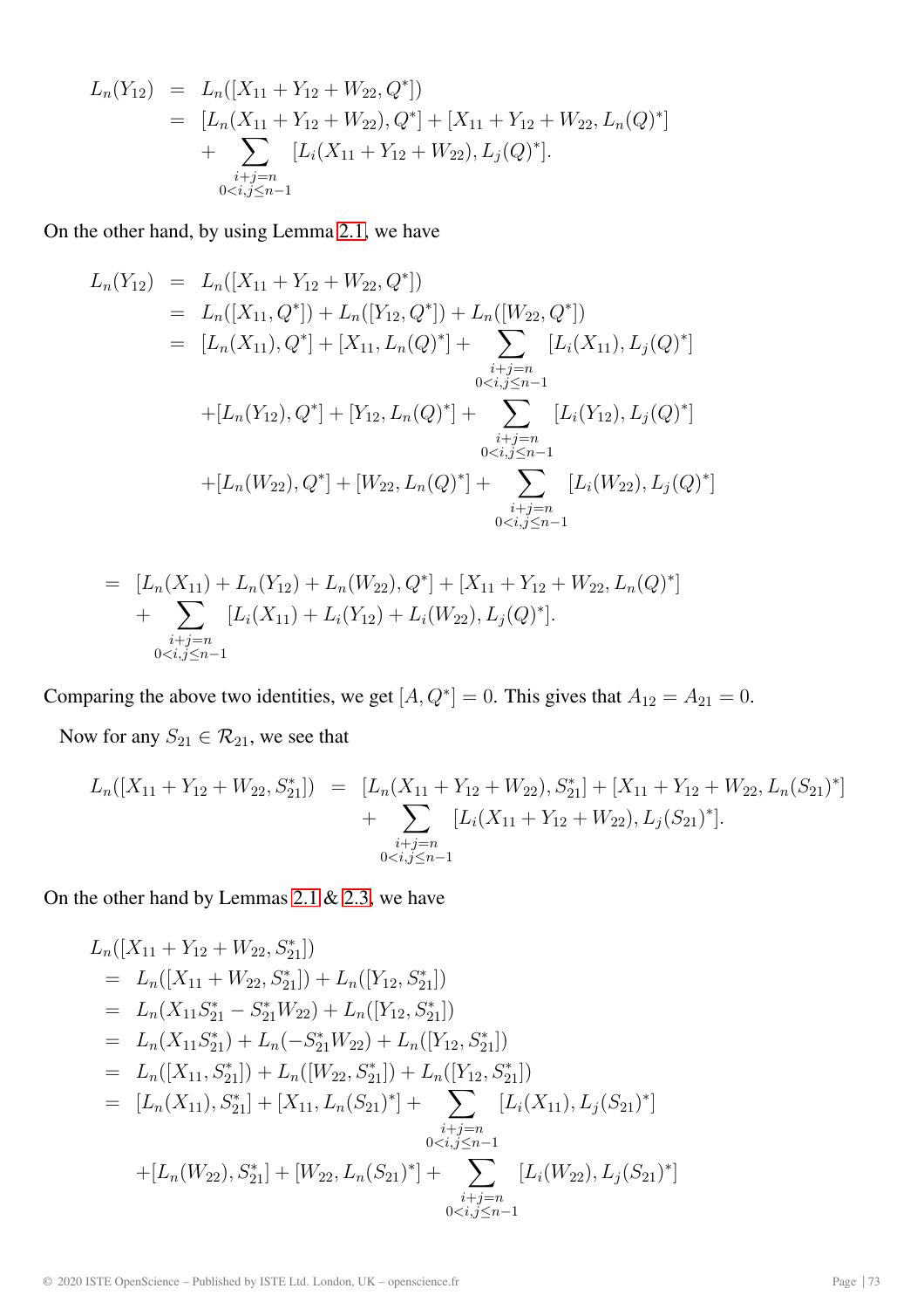$$
\begin{aligned}
L_n(Y_{12}) &= L_n([X_{11}+Y_{12}+W_{22}, Q^*]) \\
&= [L_n(X_{11}+Y_{12}+W_{22}), Q^*] + [X_{11}+Y_{12}+W_{22}, L_n(Q)^*] \\
&\quad + \sum_{\substack{i+j=n \\ 0<i,j\leq n-1}} [L_i(X_{11}+Y_{12}+W_{22}), L_j(Q)^*].
\end{aligned}
$$

On the other hand, by using Lemma 2.1, we have

$$
\begin{aligned}
L_n(Y_{12}) &= L_n([X_{11}+Y_{12}+W_{22}, Q^*]) \\
&= L_n([X_{11}, Q^*]) + L_n([Y_{12}, Q^*]) + L_n([W_{22}, Q^*]) \\
&= [L_n(X_{11}), Q^*] + [X_{11}, L_n(Q)^*] + \sum_{\substack{i+j=n \\ 0<i,j\leq n-1}} [L_i(X_{11}), L_j(Q)^*] \\
&\quad + [L_n(Y_{12}), Q^*] + [Y_{12}, L_n(Q)^*] + \sum_{\substack{i+j=n \\ 0<i,j\leq n-1}} [L_i(Y_{12}), L_j(Q)^*] \\
&\quad + [L_n(W_{22}), Q^*] + [W_{22}, L_n(Q)^*] + \sum_{\substack{i+j=n \\ 0<i,j\leq n-1}} [L_i(W_{22}), L_j(Q)^*]
\end{aligned}
$$

$$
\begin{aligned}
&= [L_n(X_{11}) + L_n(Y_{12}) + L_n(W_{22}), Q^*] + [X_{11}+Y_{12}+W_{22}, L_n(Q)^*] \\
&\quad + \sum_{\substack{i+j=n \\ 0<i,j\leq n-1}} [L_i(X_{11}) + L_i(Y_{12}) + L_i(W_{22}), L_j(Q)^*].
\end{aligned}
$$

Comparing the above two identities, we get $[A, Q^*] = 0$. This gives that $A_{12} = A_{21} = 0$.

Now for any $S_{21} \in \mathcal{R}_{21}$, we see that

$$
\begin{aligned}
L_n([X_{11}+Y_{12}+W_{22}, S_{21}^*]) &= [L_n(X_{11}+Y_{12}+W_{22}), S_{21}^*] + [X_{11}+Y_{12}+W_{22}, L_n(S_{21})^*] \\
&\quad + \sum_{\substack{i+j=n \\ 0<i,j\leq n-1}} [L_i(X_{11}+Y_{12}+W_{22}), L_j(S_{21})^*].
\end{aligned}
$$

On the other hand by Lemmas 2.1 & 2.3, we have

$$
\begin{aligned}
&L_n([X_{11}+Y_{12}+W_{22}, S_{21}^*]) \\
&= L_n([X_{11}+W_{22}, S_{21}^*]) + L_n([Y_{12}, S_{21}^*]) \\
&= L_n(X_{11}S_{21}^* - S_{21}^*W_{22}) + L_n([Y_{12}, S_{21}^*]) \\
&= L_n(X_{11}S_{21}^*) + L_n(-S_{21}^*W_{22}) + L_n([Y_{12}, S_{21}^*]) \\
&= L_n([X_{11}, S_{21}^*]) + L_n([W_{22}, S_{21}^*]) + L_n([Y_{12}, S_{21}^*]) \\
&= [L_n(X_{11}), S_{21}^*] + [X_{11}, L_n(S_{21})^*] + \sum_{\substack{i+j=n \\ 0<i,j\leq n-1}} [L_i(X_{11}), L_j(S_{21})^*] \\
&\quad + [L_n(W_{22}), S_{21}^*] + [W_{22}, L_n(S_{21})^*] + \sum_{\substack{i+j=n \\ 0<i,j\leq n-1}} [L_i(W_{22}), L_j(S_{21})^*]
\end{aligned}
$$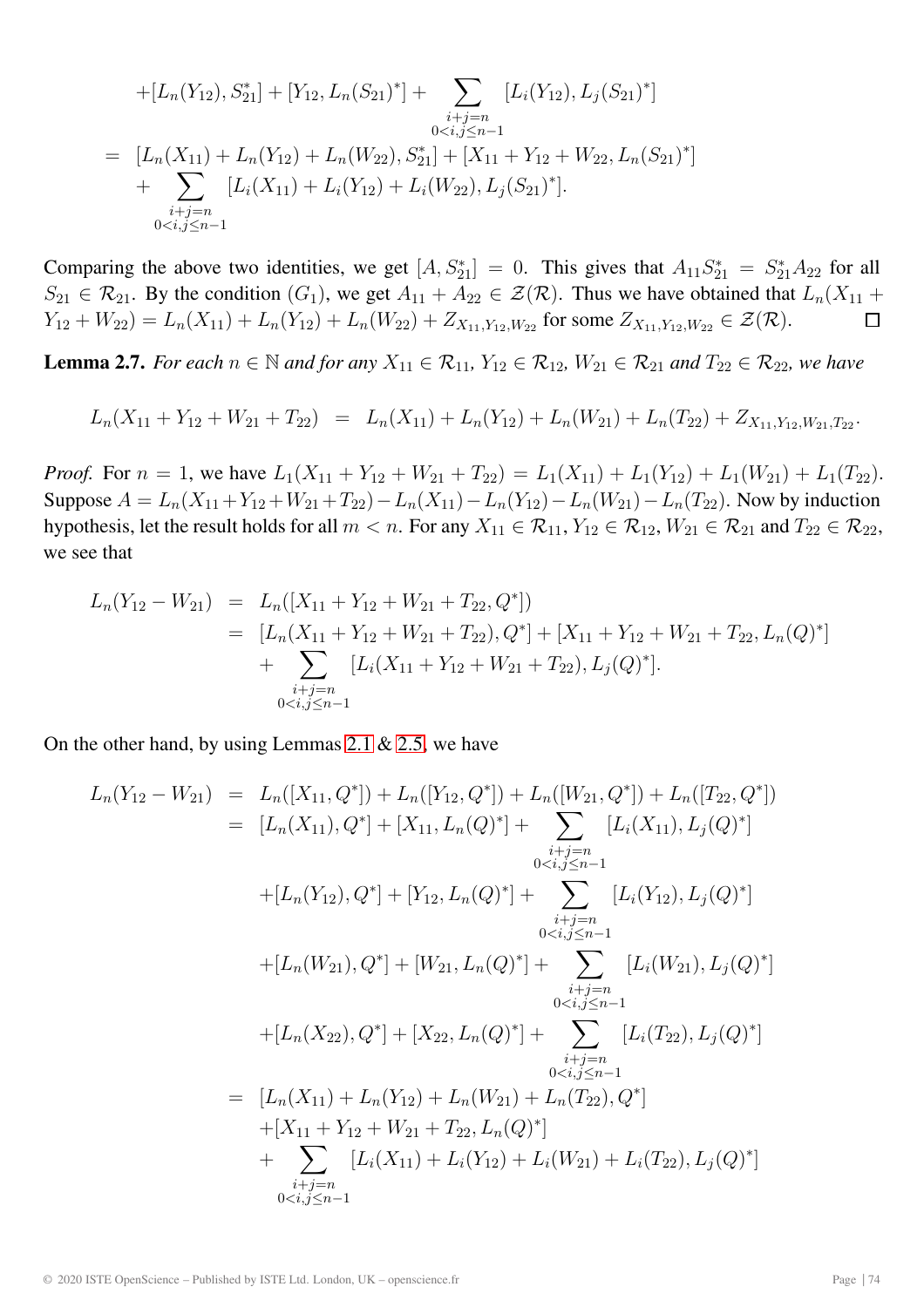$$
\begin{aligned}
&+[L_n(Y_{12}), S_{21}^*] + [Y_{12}, L_n(S_{21})^*] + \sum_{\substack{i+j=n \\ 0<i,j\leq n-1}} [L_i(Y_{12}), L_j(S_{21})^*] \\
&= [L_n(X_{11}) + L_n(Y_{12}) + L_n(W_{22}), S_{21}^*] + [X_{11} + Y_{12} + W_{22}, L_n(S_{21})^*] \\
&+ \sum_{\substack{i+j=n \\ 0<i,j\leq n-1}} [L_i(X_{11}) + L_i(Y_{12}) + L_i(W_{22}), L_j(S_{21})^*].
\end{aligned}
$$

Comparing the above two identities, we get $[A, S_{21}^*] = 0$. This gives that $A_{11}S_{21}^* = S_{21}^*A_{22}$ for all $S_{21} \in \mathcal{R}_{21}$. By the condition $(G_1)$, we get $A_{11} + A_{22} \in \mathcal{Z}(\mathcal{R})$. Thus we have obtained that $L_n(X_{11} + Y_{12} + W_{22}) = L_n(X_{11}) + L_n(Y_{12}) + L_n(W_{22}) + Z_{X_{11},Y_{12},W_{22}}$ for some $Z_{X_{11},Y_{12},W_{22}} \in \mathcal{Z}(\mathcal{R})$. □

**Lemma 2.7.** *For each $n \in \mathbb{N}$ and for any $X_{11} \in \mathcal{R}_{11}$, $Y_{12} \in \mathcal{R}_{12}$, $W_{21} \in \mathcal{R}_{21}$ and $T_{22} \in \mathcal{R}_{22}$, we have*

$$
L_n(X_{11} + Y_{12} + W_{21} + T_{22}) = L_n(X_{11}) + L_n(Y_{12}) + L_n(W_{21}) + L_n(T_{22}) + Z_{X_{11},Y_{12},W_{21},T_{22}}.
$$

*Proof.* For $n = 1$, we have $L_1(X_{11} + Y_{12} + W_{21} + T_{22}) = L_1(X_{11}) + L_1(Y_{12}) + L_1(W_{21}) + L_1(T_{22})$. Suppose $A = L_n(X_{11}+Y_{12}+W_{21}+T_{22}) - L_n(X_{11}) - L_n(Y_{12}) - L_n(W_{21}) - L_n(T_{22})$. Now by induction hypothesis, let the result holds for all $m < n$. For any $X_{11} \in \mathcal{R}_{11}$, $Y_{12} \in \mathcal{R}_{12}$, $W_{21} \in \mathcal{R}_{21}$ and $T_{22} \in \mathcal{R}_{22}$, we see that

$$
\begin{aligned}
L_n(Y_{12} - W_{21}) &= L_n([X_{11} + Y_{12} + W_{21} + T_{22}, Q^*]) \\
&= [L_n(X_{11} + Y_{12} + W_{21} + T_{22}), Q^*] + [X_{11} + Y_{12} + W_{21} + T_{22}, L_n(Q)^*] \\
&\quad + \sum_{\substack{i+j=n \\ 0<i,j\leq n-1}} [L_i(X_{11} + Y_{12} + W_{21} + T_{22}), L_j(Q)^*].
\end{aligned}
$$

On the other hand, by using Lemmas 2.1 & 2.5, we have

$$
\begin{aligned}
L_n(Y_{12} - W_{21}) &= L_n([X_{11}, Q^*]) + L_n([Y_{12}, Q^*]) + L_n([W_{21}, Q^*]) + L_n([T_{22}, Q^*]) \\
&= [L_n(X_{11}), Q^*] + [X_{11}, L_n(Q)^*] + \sum_{\substack{i+j=n \\ 0<i,j\leq n-1}} [L_i(X_{11}), L_j(Q)^*] \\
&\quad + [L_n(Y_{12}), Q^*] + [Y_{12}, L_n(Q)^*] + \sum_{\substack{i+j=n \\ 0<i,j\leq n-1}} [L_i(Y_{12}), L_j(Q)^*] \\
&\quad + [L_n(W_{21}), Q^*] + [W_{21}, L_n(Q)^*] + \sum_{\substack{i+j=n \\ 0<i,j\leq n-1}} [L_i(W_{21}), L_j(Q)^*] \\
&\quad + [L_n(X_{22}), Q^*] + [X_{22}, L_n(Q)^*] + \sum_{\substack{i+j=n \\ 0<i,j\leq n-1}} [L_i(T_{22}), L_j(Q)^*] \\
&= [L_n(X_{11}) + L_n(Y_{12}) + L_n(W_{21}) + L_n(T_{22}), Q^*] \\
&\quad + [X_{11} + Y_{12} + W_{21} + T_{22}, L_n(Q)^*] \\
&\quad + \sum_{\substack{i+j=n \\ 0<i,j\leq n-1}} [L_i(X_{11}) + L_i(Y_{12}) + L_i(W_{21}) + L_i(T_{22}), L_j(Q)^*]
\end{aligned}
$$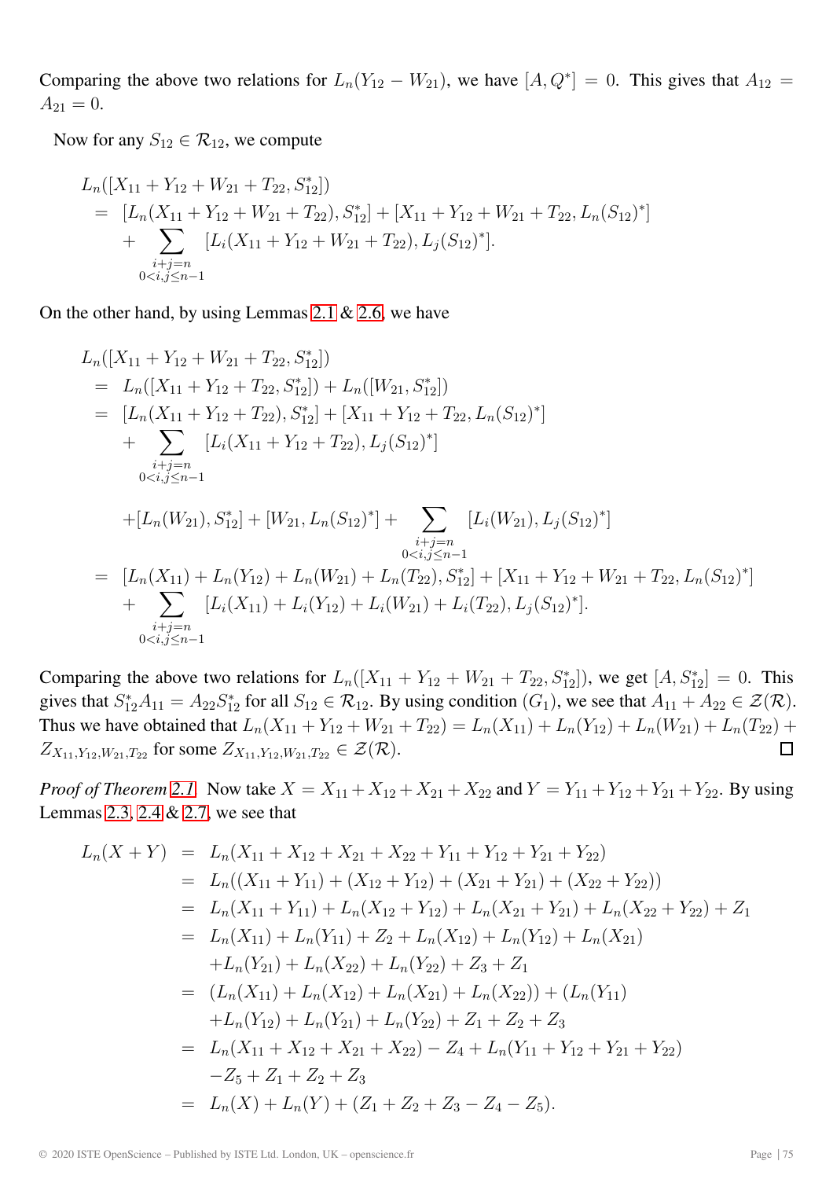Comparing the above two relations for $L_n(Y_{12} - W_{21})$, we have $[A, Q^*] = 0$. This gives that $A_{12} = A_{21} = 0$.

Now for any $S_{12} \in \mathcal{R}_{12}$, we compute

$$
\begin{aligned}
& L_n([X_{11} + Y_{12} + W_{21} + T_{22}, S_{12}^*]) \\
&= [L_n(X_{11} + Y_{12} + W_{21} + T_{22}), S_{12}^*] + [X_{11} + Y_{12} + W_{21} + T_{22}, L_n(S_{12})^*] \\
&\quad + \sum_{\substack{i+j=n \\ 0<i,j\leq n-1}} [L_i(X_{11} + Y_{12} + W_{21} + T_{22}), L_j(S_{12})^*].
\end{aligned}
$$

On the other hand, by using Lemmas 2.1 & 2.6, we have

$$
\begin{aligned}
& L_n([X_{11} + Y_{12} + W_{21} + T_{22}, S_{12}^*]) \\
&= L_n([X_{11} + Y_{12} + T_{22}, S_{12}^*]) + L_n([W_{21}, S_{12}^*]) \\
&= [L_n(X_{11} + Y_{12} + T_{22}), S_{12}^*] + [X_{11} + Y_{12} + T_{22}, L_n(S_{12})^*] \\
&\quad + \sum_{\substack{i+j=n \\ 0<i,j\leq n-1}} [L_i(X_{11} + Y_{12} + T_{22}), L_j(S_{12})^*] \\
&\quad + [L_n(W_{21}), S_{12}^*] + [W_{21}, L_n(S_{12})^*] + \sum_{\substack{i+j=n \\ 0<i,j\leq n-1}} [L_i(W_{21}), L_j(S_{12})^*] \\
&= [L_n(X_{11}) + L_n(Y_{12}) + L_n(W_{21}) + L_n(T_{22}), S_{12}^*] + [X_{11} + Y_{12} + W_{21} + T_{22}, L_n(S_{12})^*] \\
&\quad + \sum_{\substack{i+j=n \\ 0<i,j\leq n-1}} [L_i(X_{11}) + L_i(Y_{12}) + L_i(W_{21}) + L_i(T_{22}), L_j(S_{12})^*].
\end{aligned}
$$

Comparing the above two relations for $L_n([X_{11} + Y_{12} + W_{21} + T_{22}, S_{12}^*])$, we get $[A, S_{12}^*] = 0$. This gives that $S_{12}^* A_{11} = A_{22} S_{12}^*$ for all $S_{12} \in \mathcal{R}_{12}$. By using condition $(G_1)$, we see that $A_{11} + A_{22} \in \mathcal{Z}(\mathcal{R})$. Thus we have obtained that $L_n(X_{11} + Y_{12} + W_{21} + T_{22}) = L_n(X_{11}) + L_n(Y_{12}) + L_n(W_{21}) + L_n(T_{22}) + Z_{X_{11}, Y_{12}, W_{21}, T_{22}}$ for some $Z_{X_{11}, Y_{12}, W_{21}, T_{22}} \in \mathcal{Z}(\mathcal{R})$. □

*Proof of Theorem 2.1.* Now take $X = X_{11} + X_{12} + X_{21} + X_{22}$ and $Y = Y_{11} + Y_{12} + Y_{21} + Y_{22}$. By using Lemmas 2.3, 2.4 & 2.7, we see that

$$
\begin{aligned}
L_n(X + Y) &= L_n(X_{11} + X_{12} + X_{21} + X_{22} + Y_{11} + Y_{12} + Y_{21} + Y_{22}) \\
&= L_n((X_{11} + Y_{11}) + (X_{12} + Y_{12}) + (X_{21} + Y_{21}) + (X_{22} + Y_{22})) \\
&= L_n(X_{11} + Y_{11}) + L_n(X_{12} + Y_{12}) + L_n(X_{21} + Y_{21}) + L_n(X_{22} + Y_{22}) + Z_1 \\
&= L_n(X_{11}) + L_n(Y_{11}) + Z_2 + L_n(X_{12}) + L_n(Y_{12}) + L_n(X_{21}) \\
&\quad + L_n(Y_{21}) + L_n(X_{22}) + L_n(Y_{22}) + Z_3 + Z_1 \\
&= (L_n(X_{11}) + L_n(X_{12}) + L_n(X_{21}) + L_n(X_{22})) + (L_n(Y_{11}) \\
&\quad + L_n(Y_{12}) + L_n(Y_{21}) + L_n(Y_{22}) + Z_1 + Z_2 + Z_3 \\
&= L_n(X_{11} + X_{12} + X_{21} + X_{22}) - Z_4 + L_n(Y_{11} + Y_{12} + Y_{21} + Y_{22}) \\
&\quad - Z_5 + Z_1 + Z_2 + Z_3 \\
&= L_n(X) + L_n(Y) + (Z_1 + Z_2 + Z_3 - Z_4 - Z_5).
\end{aligned}
$$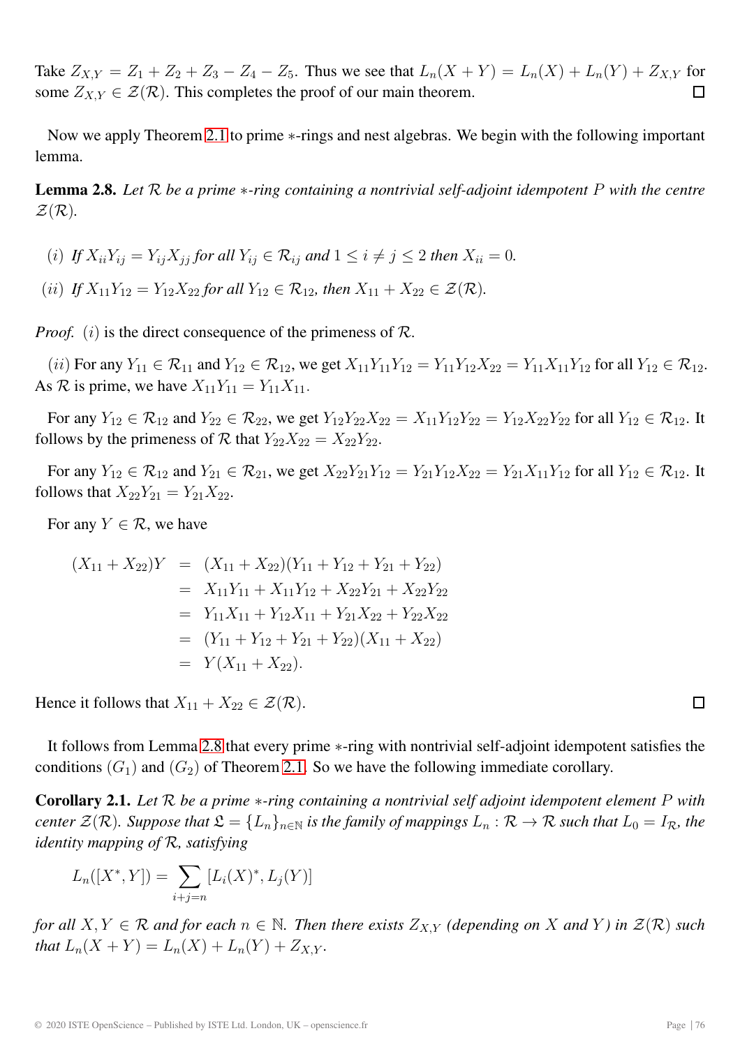Take $Z_{X,Y} = Z_1 + Z_2 + Z_3 - Z_4 - Z_5$. Thus we see that $L_n(X+Y) = L_n(X) + L_n(Y) + Z_{X,Y}$ for some $Z_{X,Y} \in \mathcal{Z}(\mathcal{R})$. This completes the proof of our main theorem. $\square$

Now we apply Theorem 2.1 to prime $*$-rings and nest algebras. We begin with the following important lemma.

**Lemma 2.8.** *Let $\mathcal{R}$ be a prime $*$-ring containing a nontrivial self-adjoint idempotent $P$ with the centre $\mathcal{Z}(\mathcal{R})$.*

(*i*) *If $X_{ii}Y_{ij} = Y_{ij}X_{jj}$ for all $Y_{ij} \in \mathcal{R}_{ij}$ and $1 \leq i \neq j \leq 2$ then $X_{ii} = 0$.*

(*ii*) *If $X_{11}Y_{12} = Y_{12}X_{22}$ for all $Y_{12} \in \mathcal{R}_{12}$, then $X_{11} + X_{22} \in \mathcal{Z}(\mathcal{R})$.*

*Proof.* $(i)$ is the direct consequence of the primeness of $\mathcal{R}$.

$(ii)$ For any $Y_{11} \in \mathcal{R}_{11}$ and $Y_{12} \in \mathcal{R}_{12}$, we get $X_{11}Y_{11}Y_{12} = Y_{11}Y_{12}X_{22} = Y_{11}X_{11}Y_{12}$ for all $Y_{12} \in \mathcal{R}_{12}$. As $\mathcal{R}$ is prime, we have $X_{11}Y_{11} = Y_{11}X_{11}$.

For any $Y_{12} \in \mathcal{R}_{12}$ and $Y_{22} \in \mathcal{R}_{22}$, we get $Y_{12}Y_{22}X_{22} = X_{11}Y_{12}Y_{22} = Y_{12}X_{22}Y_{22}$ for all $Y_{12} \in \mathcal{R}_{12}$. It follows by the primeness of $\mathcal{R}$ that $Y_{22}X_{22} = X_{22}Y_{22}$.

For any $Y_{12} \in \mathcal{R}_{12}$ and $Y_{21} \in \mathcal{R}_{21}$, we get $X_{22}Y_{21}Y_{12} = Y_{21}Y_{12}X_{22} = Y_{21}X_{11}Y_{12}$ for all $Y_{12} \in \mathcal{R}_{12}$. It follows that $X_{22}Y_{21} = Y_{21}X_{22}$.

For any $Y \in \mathcal{R}$, we have

$$
\begin{aligned}
(X_{11} + X_{22})Y &= (X_{11} + X_{22})(Y_{11} + Y_{12} + Y_{21} + Y_{22}) \\
&= X_{11}Y_{11} + X_{11}Y_{12} + X_{22}Y_{21} + X_{22}Y_{22} \\
&= Y_{11}X_{11} + Y_{12}X_{11} + Y_{21}X_{22} + Y_{22}X_{22} \\
&= (Y_{11} + Y_{12} + Y_{21} + Y_{22})(X_{11} + X_{22}) \\
&= Y(X_{11} + X_{22}).
\end{aligned}
$$

Hence it follows that $X_{11} + X_{22} \in \mathcal{Z}(\mathcal{R})$. $\square$

It follows from Lemma 2.8 that every prime $*$-ring with nontrivial self-adjoint idempotent satisfies the conditions $(G_1)$ and $(G_2)$ of Theorem 2.1. So we have the following immediate corollary.

**Corollary 2.1.** *Let $\mathcal{R}$ be a prime $*$-ring containing a nontrivial self adjoint idempotent element $P$ with center $\mathcal{Z}(\mathcal{R})$. Suppose that $\mathfrak{L} = \{L_n\}_{n \in \mathbb{N}}$ is the family of mappings $L_n : \mathcal{R} \to \mathcal{R}$ such that $L_0 = I_{\mathcal{R}}$, the identity mapping of $\mathcal{R}$, satisfying*

$$L_n([X^*, Y]) = \sum_{i+j=n} [L_i(X)^*, L_j(Y)]$$

*for all $X, Y \in \mathcal{R}$ and for each $n \in \mathbb{N}$. Then there exists $Z_{X,Y}$ (depending on $X$ and $Y$) in $\mathcal{Z}(\mathcal{R})$ such that $L_n(X+Y) = L_n(X) + L_n(Y) + Z_{X,Y}$.*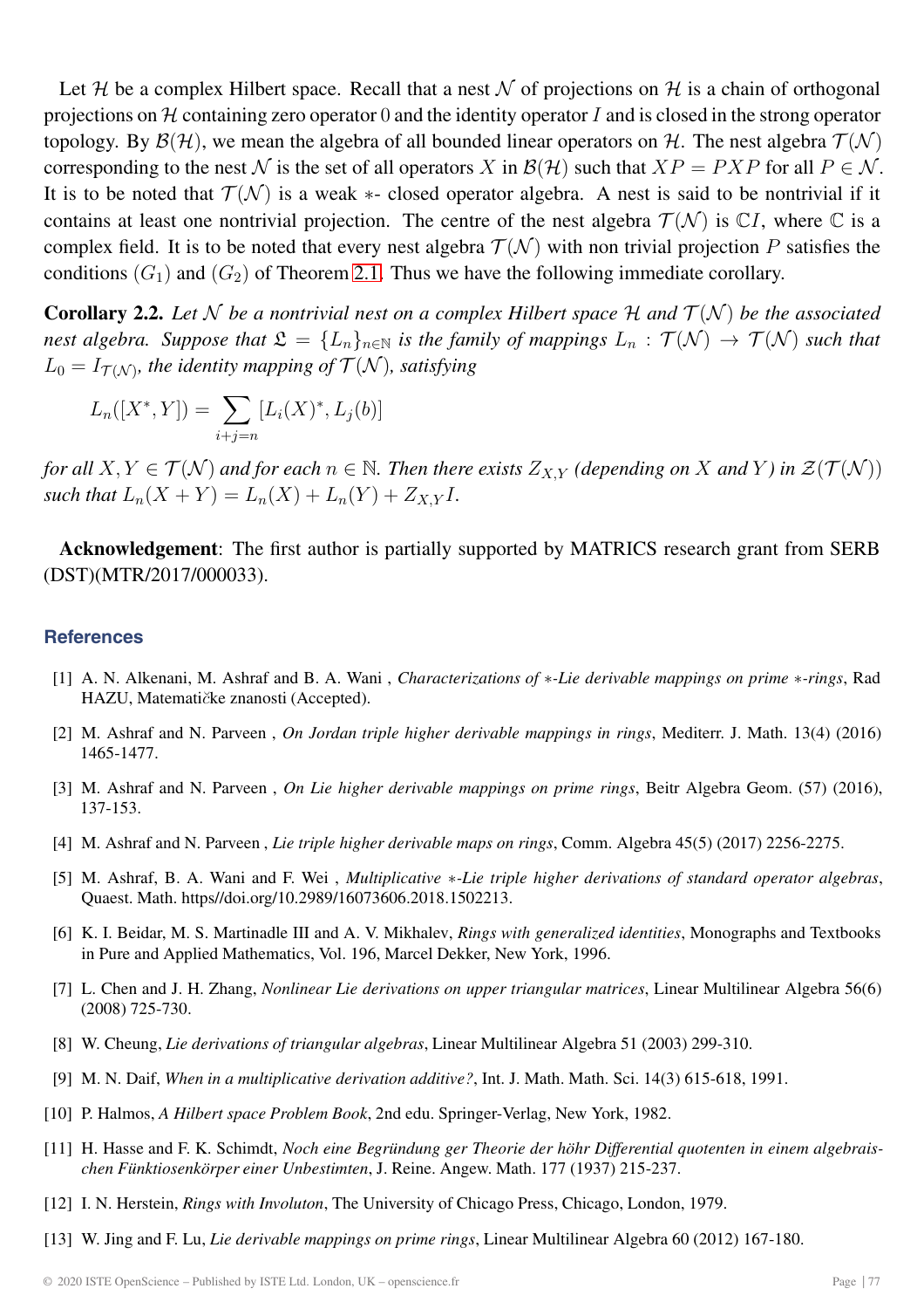Let $\mathcal{H}$ be a complex Hilbert space. Recall that a nest $\mathcal{N}$ of projections on $\mathcal{H}$ is a chain of orthogonal projections on $\mathcal{H}$ containing zero operator 0 and the identity operator $I$ and is closed in the strong operator topology. By $\mathcal{B}(\mathcal{H})$, we mean the algebra of all bounded linear operators on $\mathcal{H}$. The nest algebra $\mathcal{T}(\mathcal{N})$ corresponding to the nest $\mathcal{N}$ is the set of all operators $X$ in $\mathcal{B}(\mathcal{H})$ such that $XP = PXP$ for all $P \in \mathcal{N}$. It is to be noted that $\mathcal{T}(\mathcal{N})$ is a weak $*$- closed operator algebra. A nest is said to be nontrivial if it contains at least one nontrivial projection. The centre of the nest algebra $\mathcal{T}(\mathcal{N})$ is $\mathbb{C}I$, where $\mathbb{C}$ is a complex field. It is to be noted that every nest algebra $\mathcal{T}(\mathcal{N})$ with non trivial projection $P$ satisfies the conditions $(G_1)$ and $(G_2)$ of Theorem 2.1. Thus we have the following immediate corollary.

**Corollary 2.2.** *Let $\mathcal{N}$ be a nontrivial nest on a complex Hilbert space $\mathcal{H}$ and $\mathcal{T}(\mathcal{N})$ be the associated nest algebra. Suppose that $\mathfrak{L} = \{L_n\}_{n\in\mathbb{N}}$ is the family of mappings $L_n : \mathcal{T}(\mathcal{N}) \to \mathcal{T}(\mathcal{N})$ such that $L_0 = I_{\mathcal{T}(\mathcal{N})}$, the identity mapping of $\mathcal{T}(\mathcal{N})$, satisfying*

$$L_n([X^*, Y]) = \sum_{i+j=n} [L_i(X)^*, L_j(b)]$$

*for all $X, Y \in \mathcal{T}(\mathcal{N})$ and for each $n \in \mathbb{N}$. Then there exists $Z_{X,Y}$ (depending on $X$ and $Y$) in $\mathcal{Z}(\mathcal{T}(\mathcal{N}))$ such that $L_n(X + Y) = L_n(X) + L_n(Y) + Z_{X,Y}I$.*

**Acknowledgement**: The first author is partially supported by MATRICS research grant from SERB (DST)(MTR/2017/000033).

## References

[1] A. N. Alkenani, M. Ashraf and B. A. Wani , *Characterizations of $*$-Lie derivable mappings on prime $*$-rings*, Rad HAZU, Matematičke znanosti (Accepted).

[2] M. Ashraf and N. Parveen , *On Jordan triple higher derivable mappings in rings*, Mediterr. J. Math. 13(4) (2016) 1465-1477.

[3] M. Ashraf and N. Parveen , *On Lie higher derivable mappings on prime rings*, Beitr Algebra Geom. (57) (2016), 137-153.

[4] M. Ashraf and N. Parveen , *Lie triple higher derivable maps on rings*, Comm. Algebra 45(5) (2017) 2256-2275.

[5] M. Ashraf, B. A. Wani and F. Wei , *Multiplicative $*$-Lie triple higher derivations of standard operator algebras*, Quaest. Math. https//doi.org/10.2989/16073606.2018.1502213.

[6] K. I. Beidar, M. S. Martinadle III and A. V. Mikhalev, *Rings with generalized identities*, Monographs and Textbooks in Pure and Applied Mathematics, Vol. 196, Marcel Dekker, New York, 1996.

[7] L. Chen and J. H. Zhang, *Nonlinear Lie derivations on upper triangular matrices*, Linear Multilinear Algebra 56(6) (2008) 725-730.

[8] W. Cheung, *Lie derivations of triangular algebras*, Linear Multilinear Algebra 51 (2003) 299-310.

[9] M. N. Daif, *When in a multiplicative derivation additive?*, Int. J. Math. Math. Sci. 14(3) 615-618, 1991.

[10] P. Halmos, *A Hilbert space Problem Book*, 2nd edu. Springer-Verlag, New York, 1982.

[11] H. Hasse and F. K. Schimdt, *Noch eine Begründung ger Theorie der höhr Differential quotenten in einem algebraischen Fünktiosenkörper einer Unbestimten*, J. Reine. Angew. Math. 177 (1937) 215-237.

[12] I. N. Herstein, *Rings with Involuton*, The University of Chicago Press, Chicago, London, 1979.

[13] W. Jing and F. Lu, *Lie derivable mappings on prime rings*, Linear Multilinear Algebra 60 (2012) 167-180.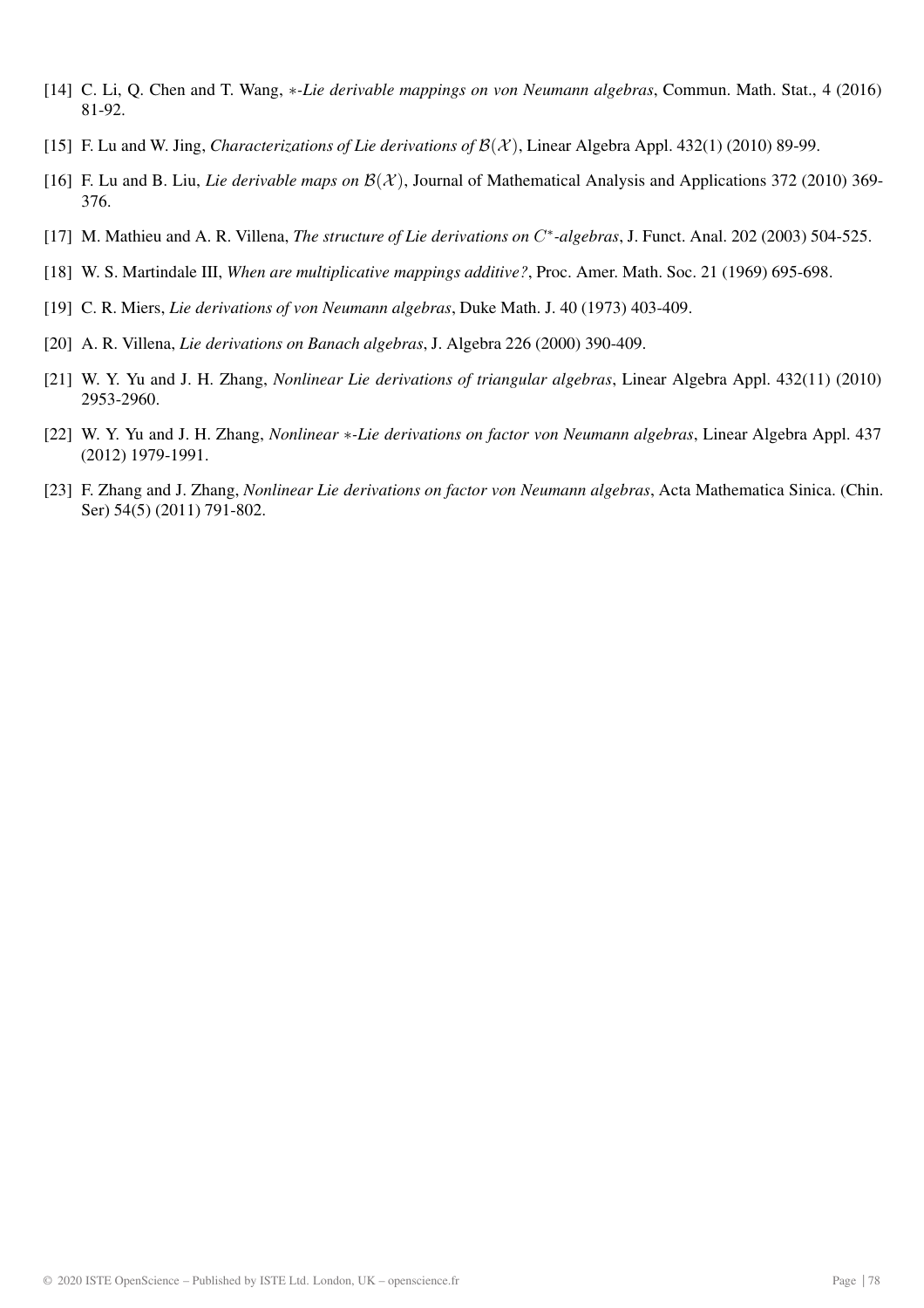[14] C. Li, Q. Chen and T. Wang, $*$*-Lie derivable mappings on von Neumann algebras*, Commun. Math. Stat., 4 (2016) 81-92.

[15] F. Lu and W. Jing, *Characterizations of Lie derivations of* $\mathcal{B}(\mathcal{X})$, Linear Algebra Appl. 432(1) (2010) 89-99.

[16] F. Lu and B. Liu, *Lie derivable maps on* $\mathcal{B}(\mathcal{X})$, Journal of Mathematical Analysis and Applications 372 (2010) 369-376.

[17] M. Mathieu and A. R. Villena, *The structure of Lie derivations on* $C^*$*-algebras*, J. Funct. Anal. 202 (2003) 504-525.

[18] W. S. Martindale III, *When are multiplicative mappings additive?*, Proc. Amer. Math. Soc. 21 (1969) 695-698.

[19] C. R. Miers, *Lie derivations of von Neumann algebras*, Duke Math. J. 40 (1973) 403-409.

[20] A. R. Villena, *Lie derivations on Banach algebras*, J. Algebra 226 (2000) 390-409.

[21] W. Y. Yu and J. H. Zhang, *Nonlinear Lie derivations of triangular algebras*, Linear Algebra Appl. 432(11) (2010) 2953-2960.

[22] W. Y. Yu and J. H. Zhang, *Nonlinear* $*$*-Lie derivations on factor von Neumann algebras*, Linear Algebra Appl. 437 (2012) 1979-1991.

[23] F. Zhang and J. Zhang, *Nonlinear Lie derivations on factor von Neumann algebras*, Acta Mathematica Sinica. (Chin. Ser) 54(5) (2011) 791-802.